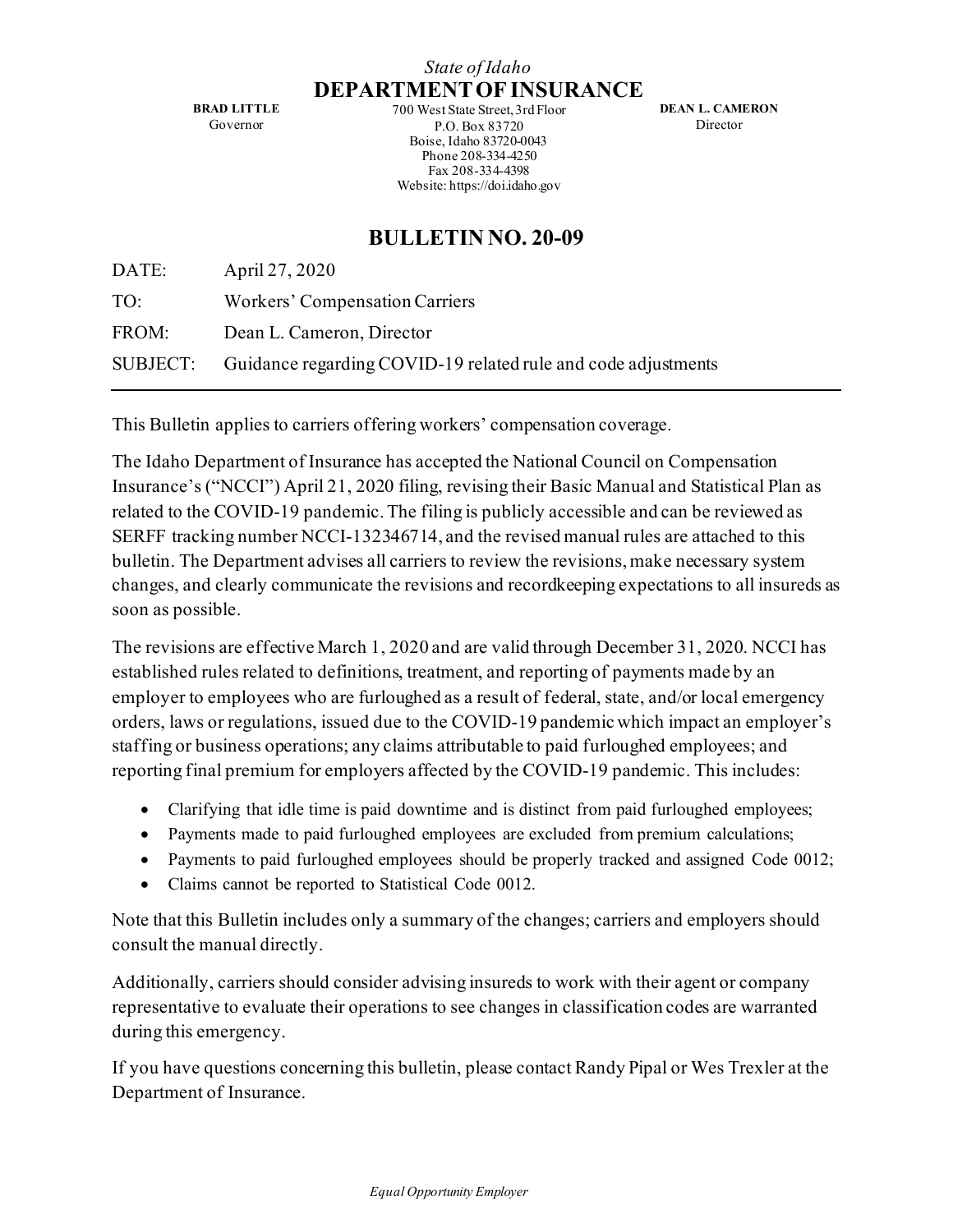*State of Idaho*

# DEPARTMENT OF INSURANCE

**BRAD LITTLE**
Governor

700 West State Street, 3rd Floor
P.O. Box 83720
Boise, Idaho 83720-0043
Phone 208-334-4250
Fax 208-334-4398
Website: https://doi.idaho.gov

**DEAN L. CAMERON**
Director

## BULLETIN NO. 20-09

DATE: April 27, 2020

TO: Workers' Compensation Carriers

FROM: Dean L. Cameron, Director

SUBJECT: Guidance regarding COVID-19 related rule and code adjustments

---

This Bulletin applies to carriers offering workers' compensation coverage.

The Idaho Department of Insurance has accepted the National Council on Compensation Insurance's ("NCCI") April 21, 2020 filing, revising their Basic Manual and Statistical Plan as related to the COVID-19 pandemic. The filing is publicly accessible and can be reviewed as SERFF tracking number NCCI-132346714, and the revised manual rules are attached to this bulletin. The Department advises all carriers to review the revisions, make necessary system changes, and clearly communicate the revisions and recordkeeping expectations to all insureds as soon as possible.

The revisions are effective March 1, 2020 and are valid through December 31, 2020. NCCI has established rules related to definitions, treatment, and reporting of payments made by an employer to employees who are furloughed as a result of federal, state, and/or local emergency orders, laws or regulations, issued due to the COVID-19 pandemic which impact an employer's staffing or business operations; any claims attributable to paid furloughed employees; and reporting final premium for employers affected by the COVID-19 pandemic. This includes:

- Clarifying that idle time is paid downtime and is distinct from paid furloughed employees;
- Payments made to paid furloughed employees are excluded from premium calculations;
- Payments to paid furloughed employees should be properly tracked and assigned Code 0012;
- Claims cannot be reported to Statistical Code 0012.

Note that this Bulletin includes only a summary of the changes; carriers and employers should consult the manual directly.

Additionally, carriers should consider advising insureds to work with their agent or company representative to evaluate their operations to see changes in classification codes are warranted during this emergency.

If you have questions concerning this bulletin, please contact Randy Pipal or Wes Trexler at the Department of Insurance.

*Equal Opportunity Employer*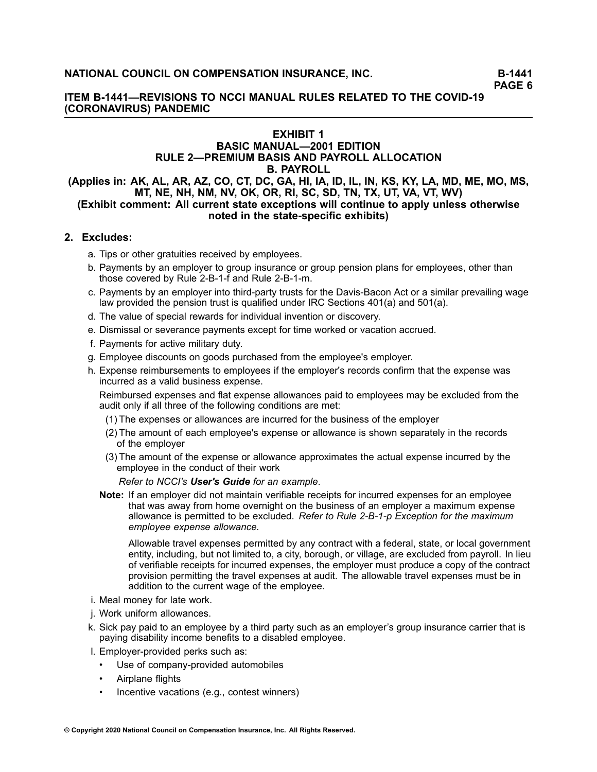## EXHIBIT 1
## BASIC MANUAL—2001 EDITION
## RULE 2—PREMIUM BASIS AND PAYROLL ALLOCATION
## B. PAYROLL

**(Applies in: AK, AL, AR, AZ, CO, CT, DC, GA, HI, IA, ID, IL, IN, KS, KY, LA, MD, ME, MO, MS, MT, NE, NH, NM, NV, OK, OR, RI, SC, SD, TN, TX, UT, VA, VT, WV)**

**(Exhibit comment: All current state exceptions will continue to apply unless otherwise noted in the state-specific exhibits)**

**2. Excludes:**

a. Tips or other gratuities received by employees.

b. Payments by an employer to group insurance or group pension plans for employees, other than those covered by Rule 2-B-1-f and Rule 2-B-1-m.

c. Payments by an employer into third-party trusts for the Davis-Bacon Act or a similar prevailing wage law provided the pension trust is qualified under IRC Sections 401(a) and 501(a).

d. The value of special rewards for individual invention or discovery.

e. Dismissal or severance payments except for time worked or vacation accrued.

f. Payments for active military duty.

g. Employee discounts on goods purchased from the employee's employer.

h. Expense reimbursements to employees if the employer's records confirm that the expense was incurred as a valid business expense.

Reimbursed expenses and flat expense allowances paid to employees may be excluded from the audit only if all three of the following conditions are met:

(1) The expenses or allowances are incurred for the business of the employer

(2) The amount of each employee's expense or allowance is shown separately in the records of the employer

(3) The amount of the expense or allowance approximates the actual expense incurred by the employee in the conduct of their work

*Refer to NCCI's **User's Guide** for an example.*

**Note:** If an employer did not maintain verifiable receipts for incurred expenses for an employee that was away from home overnight on the business of an employer a maximum expense allowance is permitted to be excluded. *Refer to Rule 2-B-1-p Exception for the maximum employee expense allowance.*

Allowable travel expenses permitted by any contract with a federal, state, or local government entity, including, but not limited to, a city, borough, or village, are excluded from payroll. In lieu of verifiable receipts for incurred expenses, the employer must produce a copy of the contract provision permitting the travel expenses at audit. The allowable travel expenses must be in addition to the current wage of the employee.

i. Meal money for late work.

j. Work uniform allowances.

k. Sick pay paid to an employee by a third party such as an employer's group insurance carrier that is paying disability income benefits to a disabled employee.

l. Employer-provided perks such as:

- Use of company-provided automobiles
- Airplane flights
- Incentive vacations (e.g., contest winners)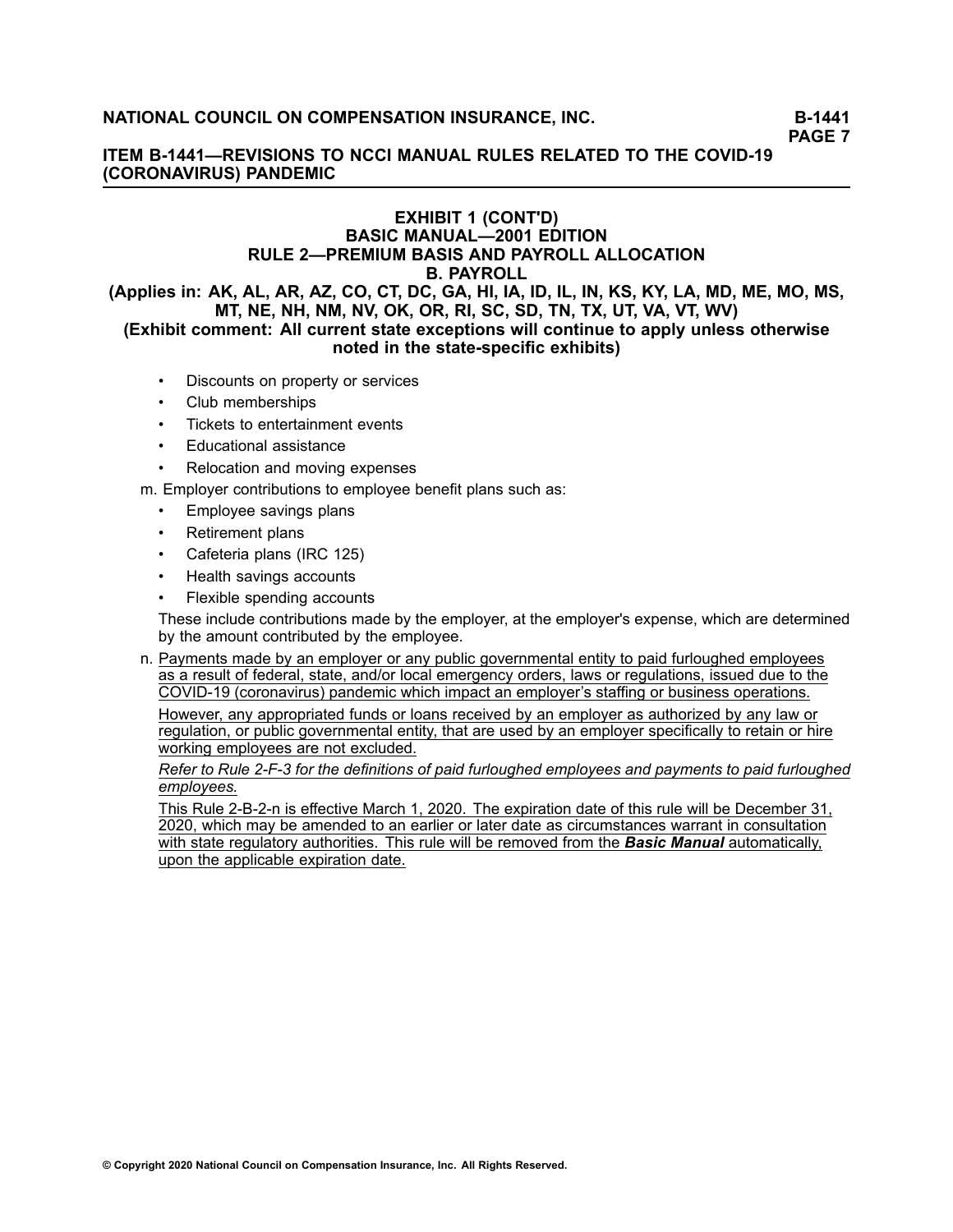## EXHIBIT 1 (CONT'D)
## BASIC MANUAL—2001 EDITION
## RULE 2—PREMIUM BASIS AND PAYROLL ALLOCATION
## B. PAYROLL

**(Applies in: AK, AL, AR, AZ, CO, CT, DC, GA, HI, IA, ID, IL, IN, KS, KY, LA, MD, ME, MO, MS, MT, NE, NH, NM, NV, OK, OR, RI, SC, SD, TN, TX, UT, VA, VT, WV)**

**(Exhibit comment: All current state exceptions will continue to apply unless otherwise noted in the state-specific exhibits)**

- Discounts on property or services
- Club memberships
- Tickets to entertainment events
- Educational assistance
- Relocation and moving expenses

m. Employer contributions to employee benefit plans such as:

- Employee savings plans
- Retirement plans
- Cafeteria plans (IRC 125)
- Health savings accounts
- Flexible spending accounts

These include contributions made by the employer, at the employer's expense, which are determined by the amount contributed by the employee.

n. Payments made by an employer or any public governmental entity to paid furloughed employees as a result of federal, state, and/or local emergency orders, laws or regulations, issued due to the COVID-19 (coronavirus) pandemic which impact an employer's staffing or business operations.

However, any appropriated funds or loans received by an employer as authorized by any law or regulation, or public governmental entity, that are used by an employer specifically to retain or hire working employees are not excluded.

*Refer to Rule 2-F-3 for the definitions of paid furloughed employees and payments to paid furloughed employees.*

This Rule 2-B-2-n is effective March 1, 2020. The expiration date of this rule will be December 31, 2020, which may be amended to an earlier or later date as circumstances warrant in consultation with state regulatory authorities. This rule will be removed from the ***Basic Manual*** automatically, upon the applicable expiration date.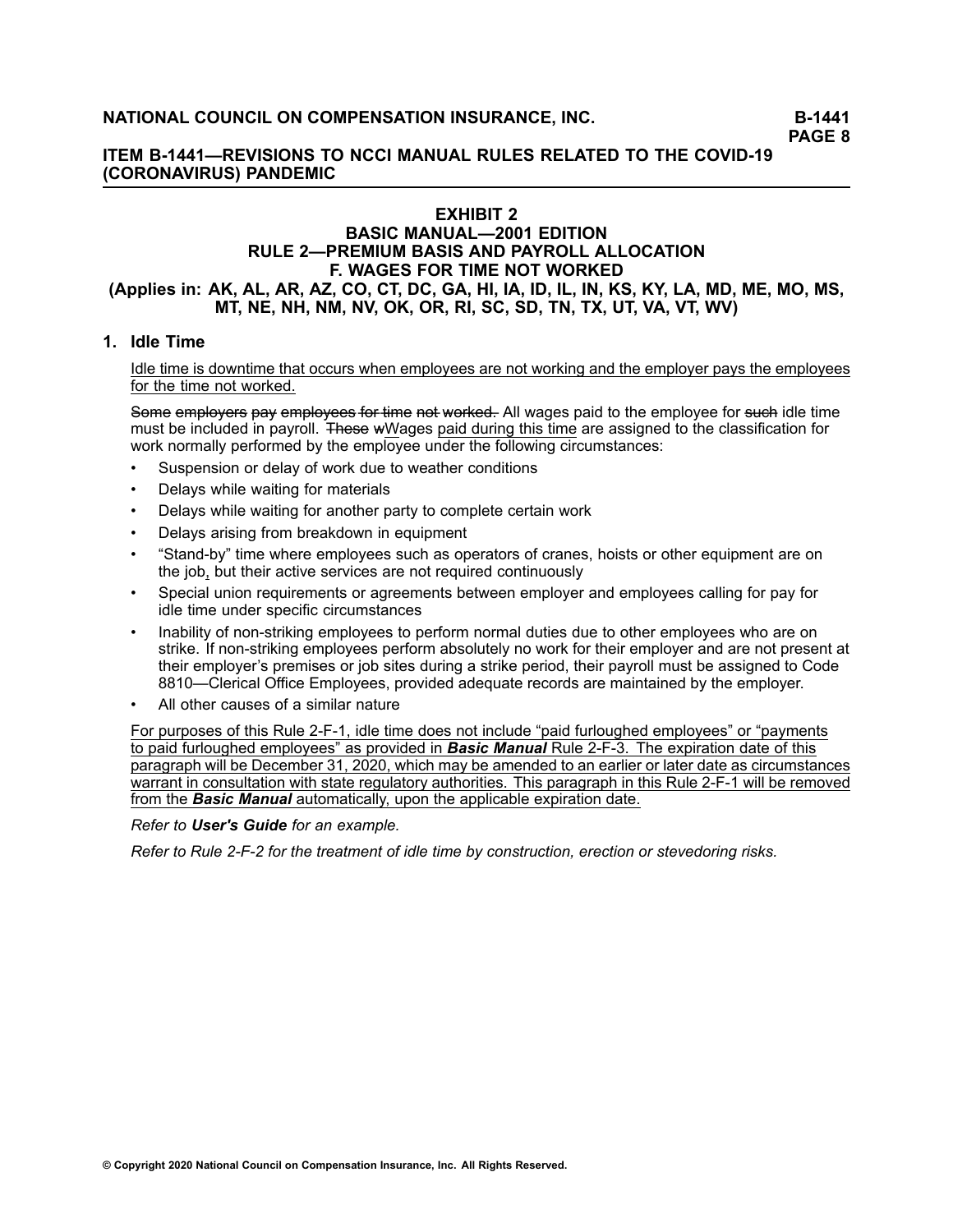## EXHIBIT 2

## BASIC MANUAL—2001 EDITION

## RULE 2—PREMIUM BASIS AND PAYROLL ALLOCATION

## F. WAGES FOR TIME NOT WORKED

**(Applies in: AK, AL, AR, AZ, CO, CT, DC, GA, HI, IA, ID, IL, IN, KS, KY, LA, MD, ME, MO, MS, MT, NE, NH, NM, NV, OK, OR, RI, SC, SD, TN, TX, UT, VA, VT, WV)**

### 1. Idle Time

<u>Idle time is downtime that occurs when employees are not working and the employer pays the employees for the time not worked.</u>

~~Some employers pay employees for time not worked.~~ All wages paid to the employee for ~~such~~ idle time must be included in payroll. ~~These w~~<u>W</u>ages <u>paid during this time</u> are assigned to the classification for work normally performed by the employee under the following circumstances:

- Suspension or delay of work due to weather conditions
- Delays while waiting for materials
- Delays while waiting for another party to complete certain work
- Delays arising from breakdown in equipment
- "Stand-by" time where employees such as operators of cranes, hoists or other equipment are on the job<u>,</u> but their active services are not required continuously
- Special union requirements or agreements between employer and employees calling for pay for idle time under specific circumstances
- Inability of non-striking employees to perform normal duties due to other employees who are on strike. If non-striking employees perform absolutely no work for their employer and are not present at their employer's premises or job sites during a strike period, their payroll must be assigned to Code 8810—Clerical Office Employees, provided adequate records are maintained by the employer.
- All other causes of a similar nature

<u>For purposes of this Rule 2-F-1, idle time does not include "paid furloughed employees" or "payments to paid furloughed employees" as provided in ***Basic Manual*** Rule 2-F-3. The expiration date of this paragraph will be December 31, 2020, which may be amended to an earlier or later date as circumstances warrant in consultation with state regulatory authorities. This paragraph in this Rule 2-F-1 will be removed from the ***Basic Manual*** automatically, upon the applicable expiration date.</u>

*Refer to **User's Guide** for an example.*

*Refer to Rule 2-F-2 for the treatment of idle time by construction, erection or stevedoring risks.*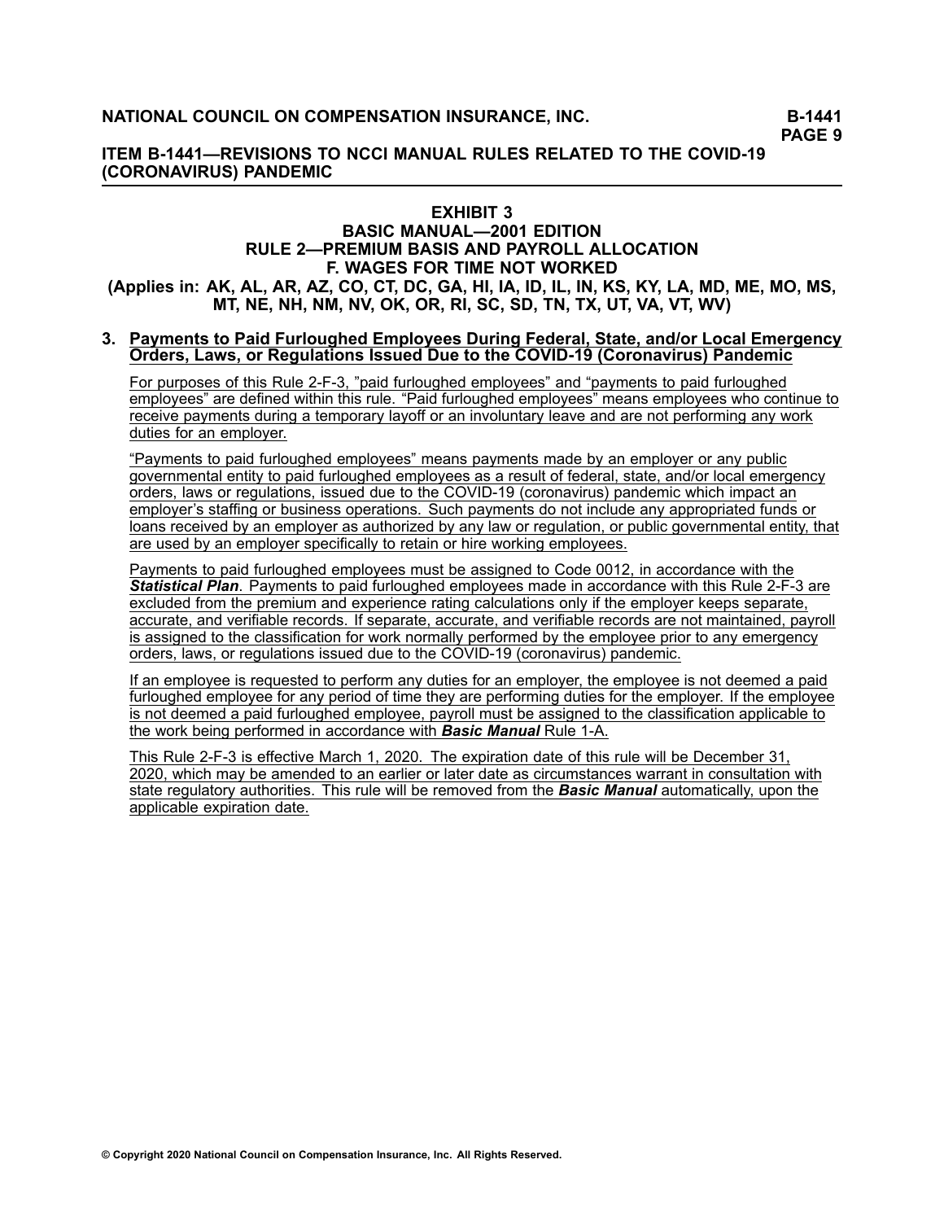## EXHIBIT 3
## BASIC MANUAL—2001 EDITION
## RULE 2—PREMIUM BASIS AND PAYROLL ALLOCATION
## F. WAGES FOR TIME NOT WORKED
**(Applies in: AK, AL, AR, AZ, CO, CT, DC, GA, HI, IA, ID, IL, IN, KS, KY, LA, MD, ME, MO, MS, MT, NE, NH, NM, NV, OK, OR, RI, SC, SD, TN, TX, UT, VA, VT, WV)**

**3. Payments to Paid Furloughed Employees During Federal, State, and/or Local Emergency Orders, Laws, or Regulations Issued Due to the COVID-19 (Coronavirus) Pandemic**

For purposes of this Rule 2-F-3, "paid furloughed employees" and "payments to paid furloughed employees" are defined within this rule. "Paid furloughed employees" means employees who continue to receive payments during a temporary layoff or an involuntary leave and are not performing any work duties for an employer.

"Payments to paid furloughed employees" means payments made by an employer or any public governmental entity to paid furloughed employees as a result of federal, state, and/or local emergency orders, laws or regulations, issued due to the COVID-19 (coronavirus) pandemic which impact an employer's staffing or business operations. Such payments do not include any appropriated funds or loans received by an employer as authorized by any law or regulation, or public governmental entity, that are used by an employer specifically to retain or hire working employees.

Payments to paid furloughed employees must be assigned to Code 0012, in accordance with the ***Statistical Plan***. Payments to paid furloughed employees made in accordance with this Rule 2-F-3 are excluded from the premium and experience rating calculations only if the employer keeps separate, accurate, and verifiable records. If separate, accurate, and verifiable records are not maintained, payroll is assigned to the classification for work normally performed by the employee prior to any emergency orders, laws, or regulations issued due to the COVID-19 (coronavirus) pandemic.

If an employee is requested to perform any duties for an employer, the employee is not deemed a paid furloughed employee for any period of time they are performing duties for the employer. If the employee is not deemed a paid furloughed employee, payroll must be assigned to the classification applicable to the work being performed in accordance with ***Basic Manual*** Rule 1-A.

This Rule 2-F-3 is effective March 1, 2020. The expiration date of this rule will be December 31, 2020, which may be amended to an earlier or later date as circumstances warrant in consultation with state regulatory authorities. This rule will be removed from the ***Basic Manual*** automatically, upon the applicable expiration date.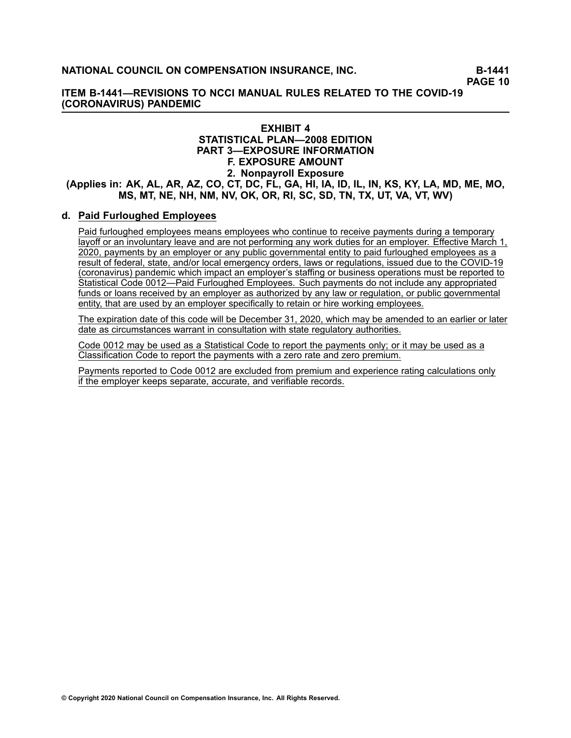# EXHIBIT 4
## STATISTICAL PLAN—2008 EDITION
## PART 3—EXPOSURE INFORMATION
## F. EXPOSURE AMOUNT
## 2. Nonpayroll Exposure
### (Applies in: AK, AL, AR, AZ, CO, CT, DC, FL, GA, HI, IA, ID, IL, IN, KS, KY, LA, MD, ME, MO, MS, MT, NE, NH, NM, NV, OK, OR, RI, SC, SD, TN, TX, UT, VA, VT, WV)

**d. Paid Furloughed Employees**

Paid furloughed employees means employees who continue to receive payments during a temporary layoff or an involuntary leave and are not performing any work duties for an employer. Effective March 1, 2020, payments by an employer or any public governmental entity to paid furloughed employees as a result of federal, state, and/or local emergency orders, laws or regulations, issued due to the COVID-19 (coronavirus) pandemic which impact an employer's staffing or business operations must be reported to Statistical Code 0012—Paid Furloughed Employees. Such payments do not include any appropriated funds or loans received by an employer as authorized by any law or regulation, or public governmental entity, that are used by an employer specifically to retain or hire working employees.

The expiration date of this code will be December 31, 2020, which may be amended to an earlier or later date as circumstances warrant in consultation with state regulatory authorities.

Code 0012 may be used as a Statistical Code to report the payments only; or it may be used as a Classification Code to report the payments with a zero rate and zero premium.

Payments reported to Code 0012 are excluded from premium and experience rating calculations only if the employer keeps separate, accurate, and verifiable records.

© Copyright 2020 National Council on Compensation Insurance, Inc. All Rights Reserved.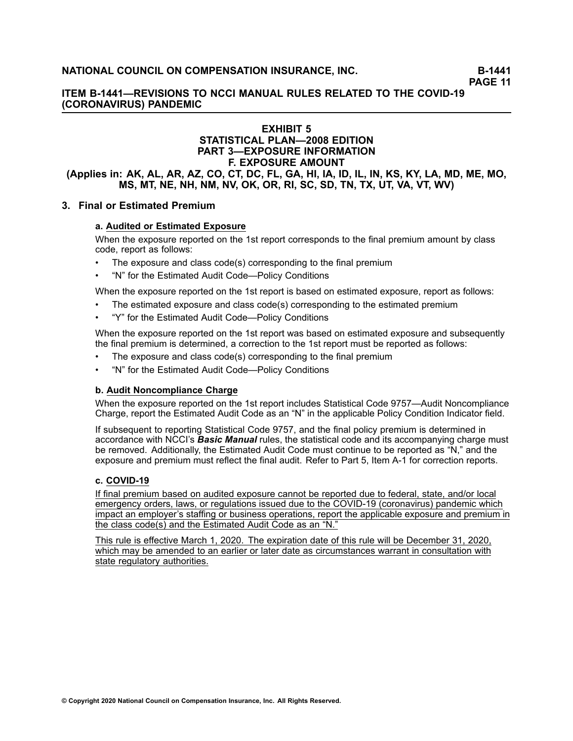## EXHIBIT 5
## STATISTICAL PLAN—2008 EDITION
## PART 3—EXPOSURE INFORMATION
## F. EXPOSURE AMOUNT
**(Applies in: AK, AL, AR, AZ, CO, CT, DC, FL, GA, HI, IA, ID, IL, IN, KS, KY, LA, MD, ME, MO, MS, MT, NE, NH, NM, NV, OK, OR, RI, SC, SD, TN, TX, UT, VA, VT, WV)**

### 3. Final or Estimated Premium

**a. Audited or Estimated Exposure**

When the exposure reported on the 1st report corresponds to the final premium amount by class code, report as follows:

- The exposure and class code(s) corresponding to the final premium
- "N" for the Estimated Audit Code—Policy Conditions

When the exposure reported on the 1st report is based on estimated exposure, report as follows:

- The estimated exposure and class code(s) corresponding to the estimated premium
- "Y" for the Estimated Audit Code—Policy Conditions

When the exposure reported on the 1st report was based on estimated exposure and subsequently the final premium is determined, a correction to the 1st report must be reported as follows:

- The exposure and class code(s) corresponding to the final premium
- "N" for the Estimated Audit Code—Policy Conditions

**b. Audit Noncompliance Charge**

When the exposure reported on the 1st report includes Statistical Code 9757—Audit Noncompliance Charge, report the Estimated Audit Code as an "N" in the applicable Policy Condition Indicator field.

If subsequent to reporting Statistical Code 9757, and the final policy premium is determined in accordance with NCCI's ***Basic Manual*** rules, the statistical code and its accompanying charge must be removed. Additionally, the Estimated Audit Code must continue to be reported as "N," and the exposure and premium must reflect the final audit. Refer to Part 5, Item A-1 for correction reports.

**c. COVID-19**

If final premium based on audited exposure cannot be reported due to federal, state, and/or local emergency orders, laws, or regulations issued due to the COVID-19 (coronavirus) pandemic which impact an employer's staffing or business operations, report the applicable exposure and premium in the class code(s) and the Estimated Audit Code as an "N."

This rule is effective March 1, 2020. The expiration date of this rule will be December 31, 2020, which may be amended to an earlier or later date as circumstances warrant in consultation with state regulatory authorities.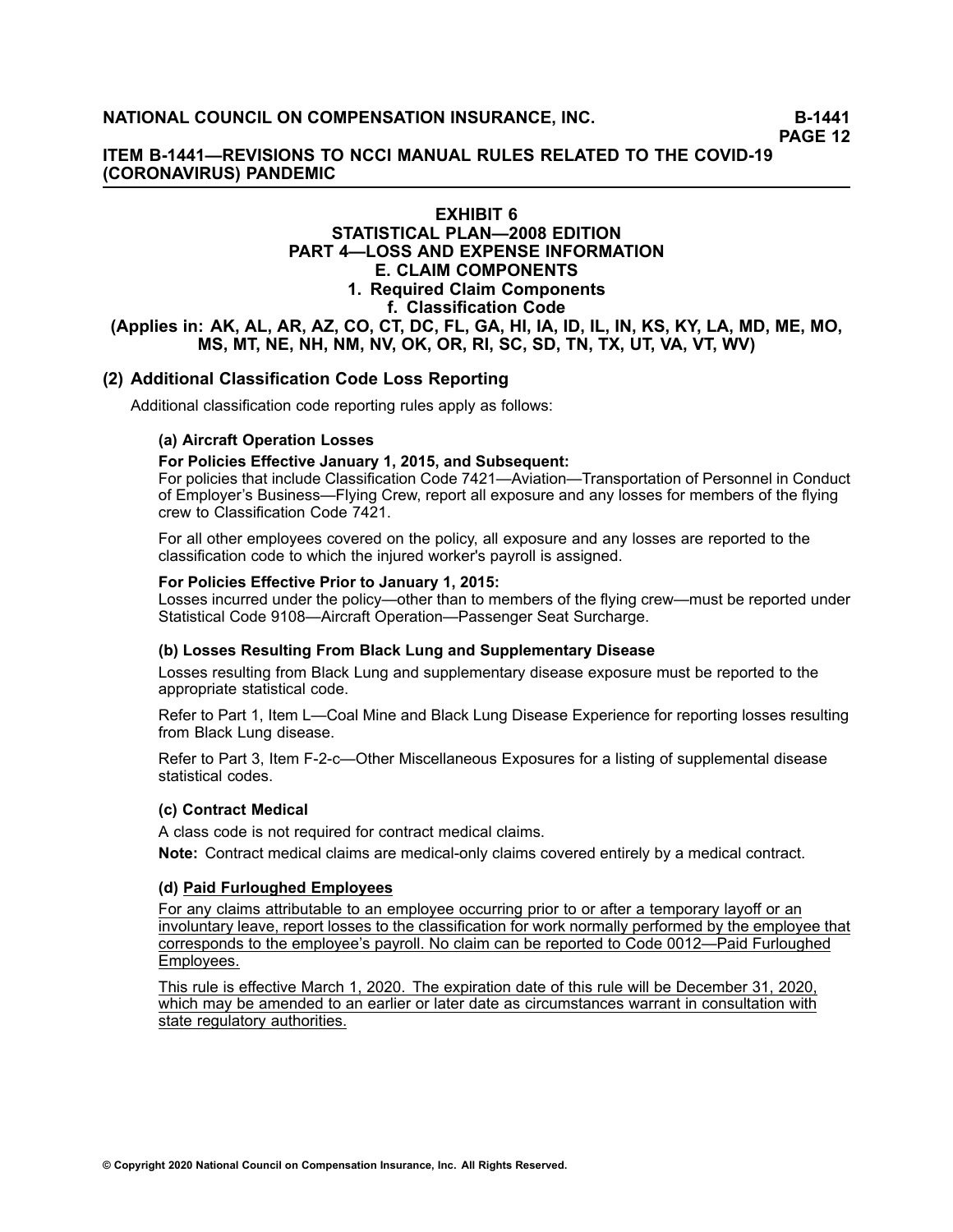# EXHIBIT 6
## STATISTICAL PLAN—2008 EDITION
## PART 4—LOSS AND EXPENSE INFORMATION
## E. CLAIM COMPONENTS
### 1. Required Claim Components
### f. Classification Code
**(Applies in: AK, AL, AR, AZ, CO, CT, DC, FL, GA, HI, IA, ID, IL, IN, KS, KY, LA, MD, ME, MO, MS, MT, NE, NH, NM, NV, OK, OR, RI, SC, SD, TN, TX, UT, VA, VT, WV)**

### (2) Additional Classification Code Loss Reporting

Additional classification code reporting rules apply as follows:

#### (a) Aircraft Operation Losses

**For Policies Effective January 1, 2015, and Subsequent:**
For policies that include Classification Code 7421—Aviation—Transportation of Personnel in Conduct of Employer's Business—Flying Crew, report all exposure and any losses for members of the flying crew to Classification Code 7421.

For all other employees covered on the policy, all exposure and any losses are reported to the classification code to which the injured worker's payroll is assigned.

**For Policies Effective Prior to January 1, 2015:**
Losses incurred under the policy—other than to members of the flying crew—must be reported under Statistical Code 9108—Aircraft Operation—Passenger Seat Surcharge.

#### (b) Losses Resulting From Black Lung and Supplementary Disease

Losses resulting from Black Lung and supplementary disease exposure must be reported to the appropriate statistical code.

Refer to Part 1, Item L—Coal Mine and Black Lung Disease Experience for reporting losses resulting from Black Lung disease.

Refer to Part 3, Item F-2-c—Other Miscellaneous Exposures for a listing of supplemental disease statistical codes.

#### (c) Contract Medical

A class code is not required for contract medical claims.

**Note:** Contract medical claims are medical-only claims covered entirely by a medical contract.

#### (d) Paid Furloughed Employees

For any claims attributable to an employee occurring prior to or after a temporary layoff or an involuntary leave, report losses to the classification for work normally performed by the employee that corresponds to the employee's payroll. No claim can be reported to Code 0012—Paid Furloughed Employees.

This rule is effective March 1, 2020. The expiration date of this rule will be December 31, 2020, which may be amended to an earlier or later date as circumstances warrant in consultation with state regulatory authorities.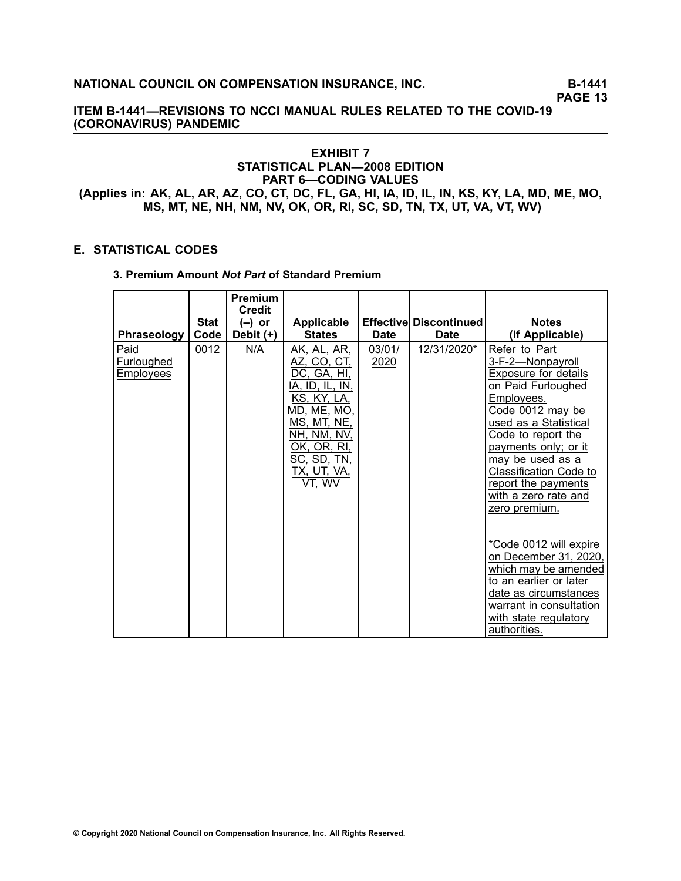## EXHIBIT 7
## STATISTICAL PLAN—2008 EDITION
## PART 6—CODING VALUES
## (Applies in: AK, AL, AR, AZ, CO, CT, DC, FL, GA, HI, IA, ID, IL, IN, KS, KY, LA, MD, ME, MO, MS, MT, NE, NH, NM, NV, OK, OR, RI, SC, SD, TN, TX, UT, VA, VT, WV)

### E. STATISTICAL CODES

**3. Premium Amount *Not Part* of Standard Premium**

| Phraseology | Stat Code | Premium Credit (–) or Debit (+) | Applicable States | Effective Date | Discontinued Date | Notes (If Applicable) |
|---|---|---|---|---|---|---|
| Paid Furloughed Employees | 0012 | N/A | AK, AL, AR, AZ, CO, CT, DC, GA, HI, IA, ID, IL, IN, KS, KY, LA, MD, ME, MO, MS, MT, NE, NH, NM, NV, OK, OR, RI, SC, SD, TN, TX, UT, VA, VT, WV | 03/01/2020 | 12/31/2020* | Refer to Part 3-F-2—Nonpayroll Exposure for details on Paid Furloughed Employees. Code 0012 may be used as a Statistical Code to report the payments only; or it may be used as a Classification Code to report the payments with a zero rate and zero premium.<br><br>*Code 0012 will expire on December 31, 2020, which may be amended to an earlier or later date as circumstances warrant in consultation with state regulatory authorities. |